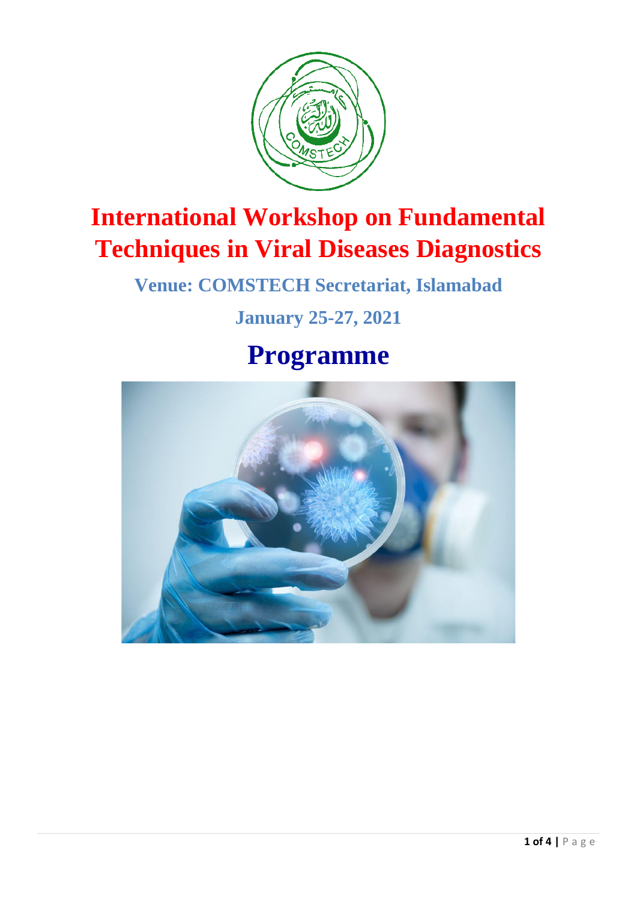# International Workshop on Fundamental Techniques in Viral Diseases Diagnostics

### Venue: COMSTECH Secretariat, Islamabad

### January 25-27, 2021

## Programme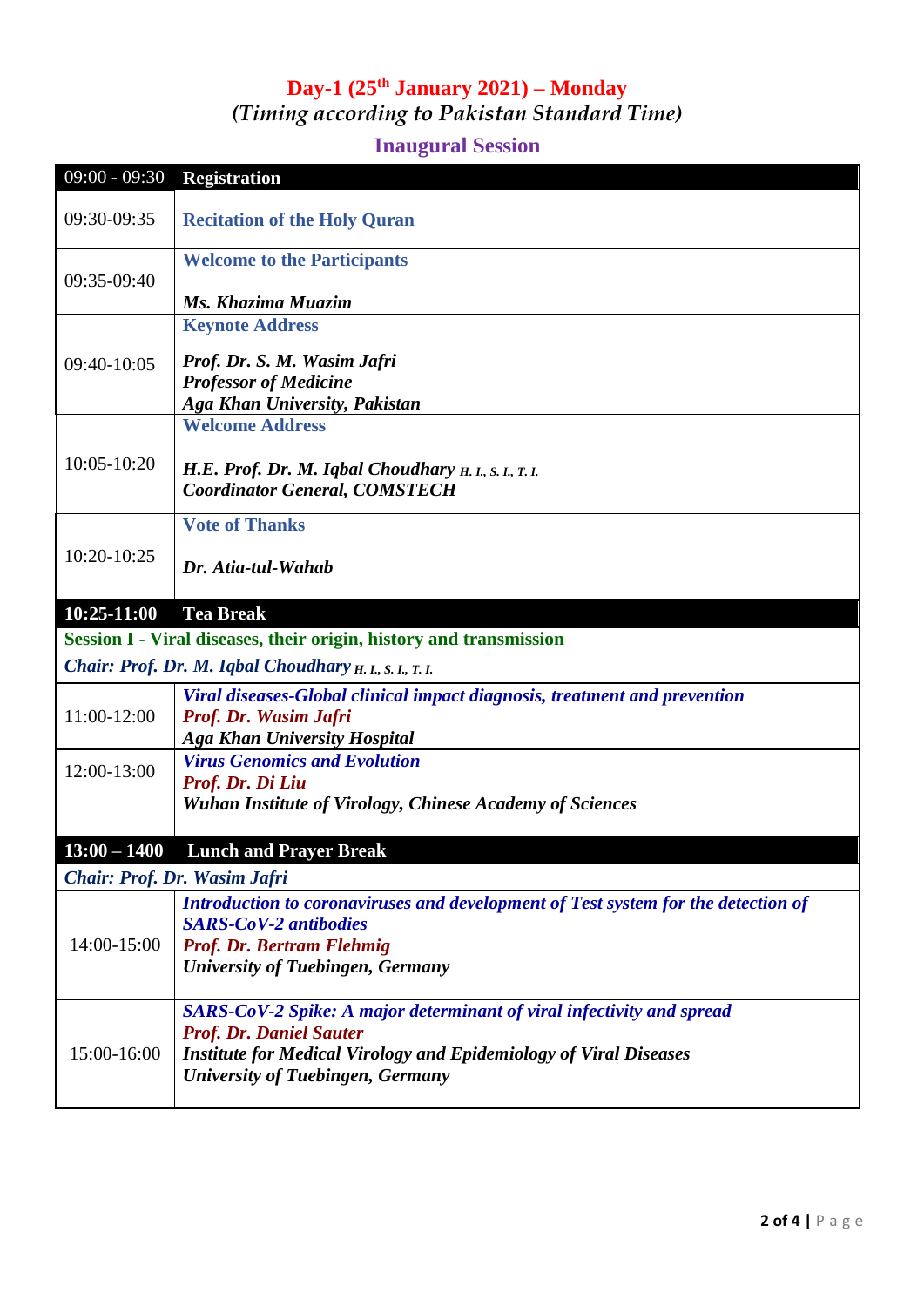# Day-1 (25th January 2021) – Monday

*(Timing according to Pakistan Standard Time)*

## Inaugural Session

| 09:00 - 09:30 | **Registration** |
|---|---|
| 09:30-09:35 | **Recitation of the Holy Quran** |
| 09:35-09:40 | **Welcome to the Participants**<br><br>***Ms. Khazima Muazim*** |
| 09:40-10:05 | **Keynote Address**<br><br>***Prof. Dr. S. M. Wasim Jafri***<br>***Professor of Medicine***<br>***Aga Khan University, Pakistan*** |
| 10:05-10:20 | **Welcome Address**<br><br>***H.E. Prof. Dr. M. Iqbal Choudhary H. I., S. I., T. I.***<br>***Coordinator General, COMSTECH*** |
| 10:20-10:25 | **Vote of Thanks**<br><br>***Dr. Atia-tul-Wahab*** |
| **10:25-11:00** | **Tea Break** |
| **Session I - Viral diseases, their origin, history and transmission** | |
| ***Chair: Prof. Dr. M. Iqbal Choudhary H. I., S. I., T. I.*** | |
| 11:00-12:00 | ***Viral diseases-Global clinical impact diagnosis, treatment and prevention***<br>***Prof. Dr. Wasim Jafri***<br>***Aga Khan University Hospital*** |
| 12:00-13:00 | ***Virus Genomics and Evolution***<br>***Prof. Dr. Di Liu***<br>***Wuhan Institute of Virology, Chinese Academy of Sciences*** |
| **13:00 – 1400** | **Lunch and Prayer Break** |
| ***Chair: Prof. Dr. Wasim Jafri*** | |
| 14:00-15:00 | ***Introduction to coronaviruses and development of Test system for the detection of SARS-CoV-2 antibodies***<br>***Prof. Dr. Bertram Flehmig***<br>***University of Tuebingen, Germany*** |
| 15:00-16:00 | ***SARS-CoV-2 Spike: A major determinant of viral infectivity and spread***<br>***Prof. Dr. Daniel Sauter***<br>***Institute for Medical Virology and Epidemiology of Viral Diseases***<br>***University of Tuebingen, Germany*** |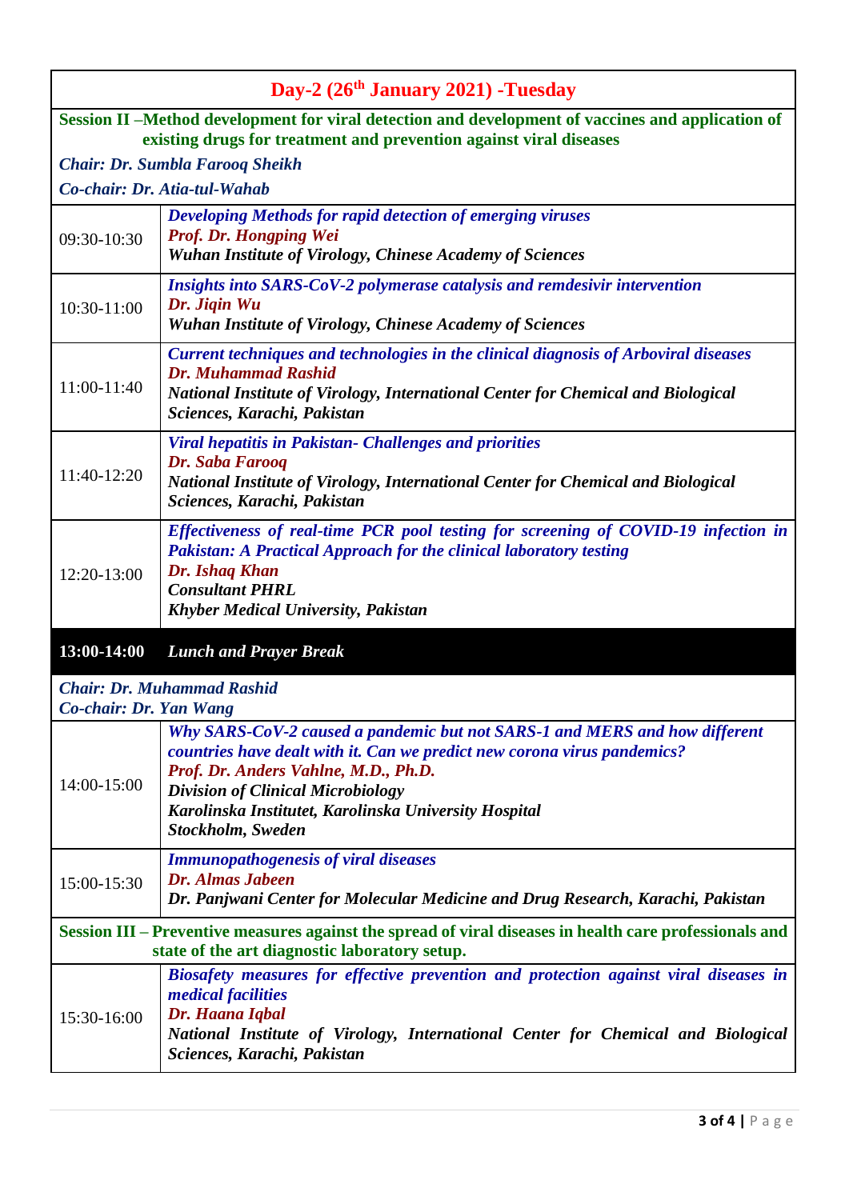| Day-2 (26th January 2021) -Tuesday | |
|---|---|
| **Session II –Method development for viral detection and development of vaccines and application of existing drugs for treatment and prevention against viral diseases** | |
| ***Chair: Dr. Sumbla Farooq Sheikh*** | |
| ***Co-chair: Dr. Atia-tul-Wahab*** | |
| 09:30-10:30 | ***Developing Methods for rapid detection of emerging viruses*** <br> ***Prof. Dr. Hongping Wei*** <br> ***Wuhan Institute of Virology, Chinese Academy of Sciences*** |
| 10:30-11:00 | ***Insights into SARS-CoV-2 polymerase catalysis and remdesivir intervention*** <br> ***Dr. Jiqin Wu*** <br> ***Wuhan Institute of Virology, Chinese Academy of Sciences*** |
| 11:00-11:40 | ***Current techniques and technologies in the clinical diagnosis of Arboviral diseases*** <br> ***Dr. Muhammad Rashid*** <br> ***National Institute of Virology, International Center for Chemical and Biological Sciences, Karachi, Pakistan*** |
| 11:40-12:20 | ***Viral hepatitis in Pakistan- Challenges and priorities*** <br> ***Dr. Saba Farooq*** <br> ***National Institute of Virology, International Center for Chemical and Biological Sciences, Karachi, Pakistan*** |
| 12:20-13:00 | ***Effectiveness of real-time PCR pool testing for screening of COVID-19 infection in Pakistan: A Practical Approach for the clinical laboratory testing*** <br> ***Dr. Ishaq Khan*** <br> ***Consultant PHRL*** <br> ***Khyber Medical University, Pakistan*** |
| **13:00-14:00** | ***Lunch and Prayer Break*** |
| ***Chair: Dr. Muhammad Rashid*** <br> ***Co-chair: Dr. Yan Wang*** | |
| 14:00-15:00 | ***Why SARS-CoV-2 caused a pandemic but not SARS-1 and MERS and how different countries have dealt with it. Can we predict new corona virus pandemics?*** <br> ***Prof. Dr. Anders Vahlne, M.D., Ph.D.*** <br> ***Division of Clinical Microbiology*** <br> ***Karolinska Institutet, Karolinska University Hospital*** <br> ***Stockholm, Sweden*** |
| 15:00-15:30 | ***Immunopathogenesis of viral diseases*** <br> ***Dr. Almas Jabeen*** <br> ***Dr. Panjwani Center for Molecular Medicine and Drug Research, Karachi, Pakistan*** |
| **Session III – Preventive measures against the spread of viral diseases in health care professionals and state of the art diagnostic laboratory setup.** | |
| 15:30-16:00 | ***Biosafety measures for effective prevention and protection against viral diseases in medical facilities*** <br> ***Dr. Haana Iqbal*** <br> ***National Institute of Virology, International Center for Chemical and Biological Sciences, Karachi, Pakistan*** |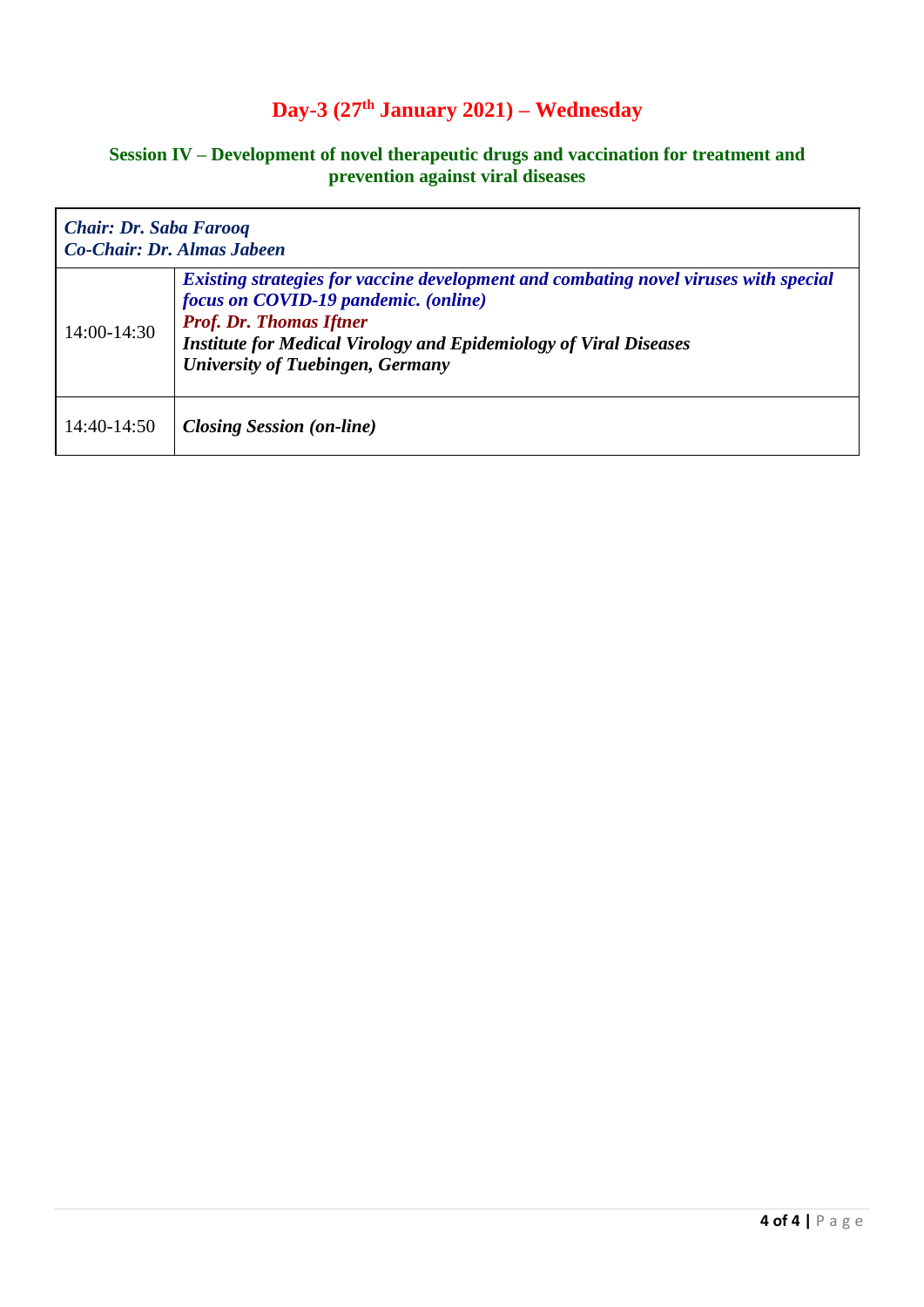## Day-3 (27th January 2021) – Wednesday

### Session IV – Development of novel therapeutic drugs and vaccination for treatment and prevention against viral diseases

| | |
|---|---|
| ***Chair: Dr. Saba Farooq*** <br> ***Co-Chair: Dr. Almas Jabeen*** | |
| 14:00-14:30 | ***Existing strategies for vaccine development and combating novel viruses with special focus on COVID-19 pandemic. (online)*** <br> ***Prof. Dr. Thomas Iftner*** <br> ***Institute for Medical Virology and Epidemiology of Viral Diseases*** <br> ***University of Tuebingen, Germany*** |
| 14:40-14:50 | ***Closing Session (on-line)*** |